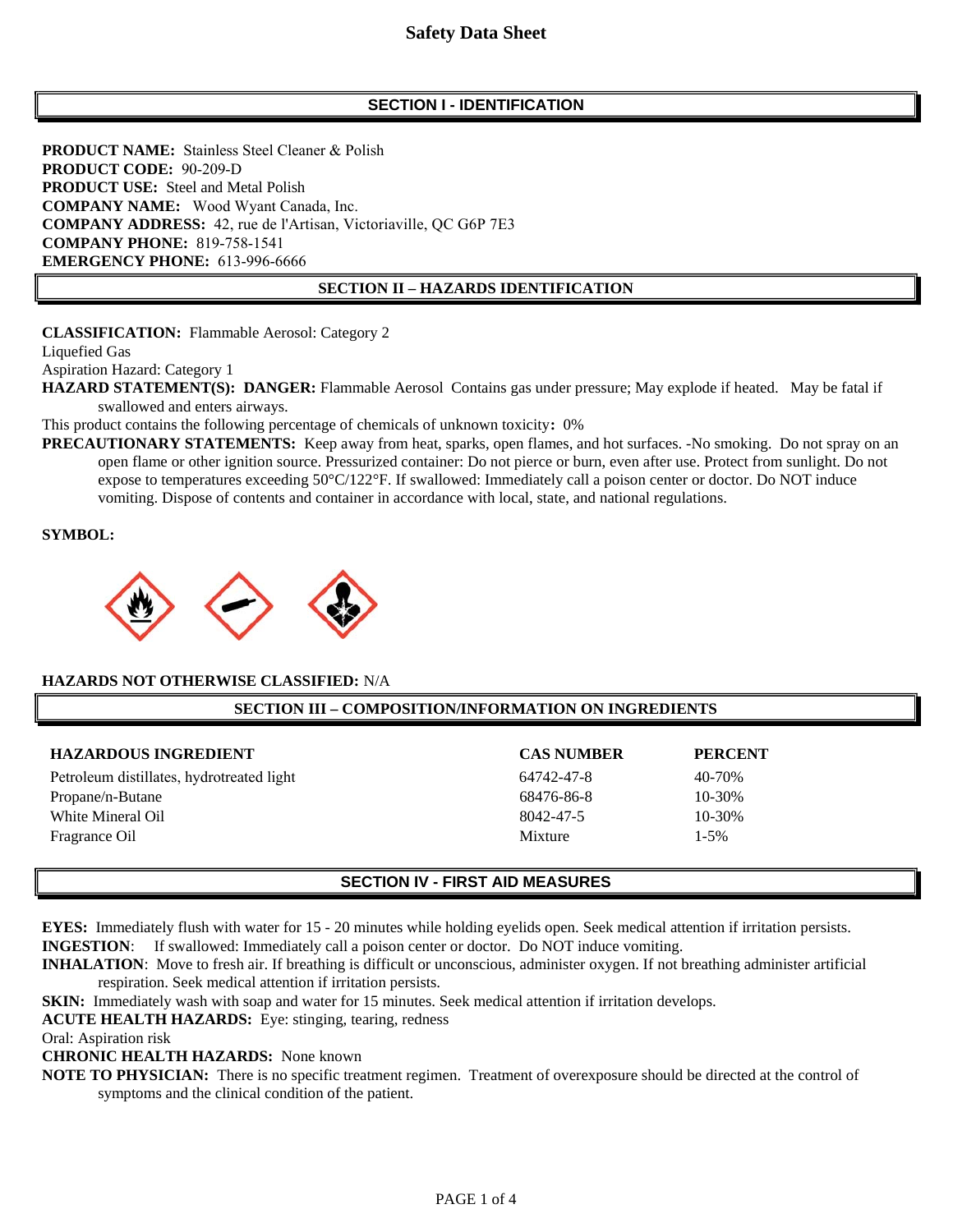# Safety Data Sheet

## SECTION I - IDENTIFICATION

**PRODUCT NAME:** Stainless Steel Cleaner & Polish
**PRODUCT CODE:** 90-209-D
**PRODUCT USE:** Steel and Metal Polish
**COMPANY NAME:** Wood Wyant Canada, Inc.
**COMPANY ADDRESS:** 42, rue de l'Artisan, Victoriaville, QC G6P 7E3
**COMPANY PHONE:** 819-758-1541
**EMERGENCY PHONE:** 613-996-6666

## SECTION II – HAZARDS IDENTIFICATION

**CLASSIFICATION:** Flammable Aerosol: Category 2
Liquefied Gas
Aspiration Hazard: Category 1

**HAZARD STATEMENT(S): DANGER:** Flammable Aerosol Contains gas under pressure; May explode if heated. May be fatal if swallowed and enters airways.

This product contains the following percentage of chemicals of unknown toxicity**:** 0%

**PRECAUTIONARY STATEMENTS:** Keep away from heat, sparks, open flames, and hot surfaces. -No smoking. Do not spray on an open flame or other ignition source. Pressurized container: Do not pierce or burn, even after use. Protect from sunlight. Do not expose to temperatures exceeding 50°C/122°F. If swallowed: Immediately call a poison center or doctor. Do NOT induce vomiting. Dispose of contents and container in accordance with local, state, and national regulations.

**SYMBOL:**

**HAZARDS NOT OTHERWISE CLASSIFIED:** N/A

## SECTION III – COMPOSITION/INFORMATION ON INGREDIENTS

| HAZARDOUS INGREDIENT | CAS NUMBER | PERCENT |
|---|---|---|
| Petroleum distillates, hydrotreated light | 64742-47-8 | 40-70% |
| Propane/n-Butane | 68476-86-8 | 10-30% |
| White Mineral Oil | 8042-47-5 | 10-30% |
| Fragrance Oil | Mixture | 1-5% |

## SECTION IV - FIRST AID MEASURES

**EYES:** Immediately flush with water for 15 - 20 minutes while holding eyelids open. Seek medical attention if irritation persists.
**INGESTION**: If swallowed: Immediately call a poison center or doctor. Do NOT induce vomiting.
**INHALATION**: Move to fresh air. If breathing is difficult or unconscious, administer oxygen. If not breathing administer artificial respiration. Seek medical attention if irritation persists.
**SKIN:** Immediately wash with soap and water for 15 minutes. Seek medical attention if irritation develops.
**ACUTE HEALTH HAZARDS:** Eye: stinging, tearing, redness
Oral: Aspiration risk
**CHRONIC HEALTH HAZARDS:** None known
**NOTE TO PHYSICIAN:** There is no specific treatment regimen. Treatment of overexposure should be directed at the control of symptoms and the clinical condition of the patient.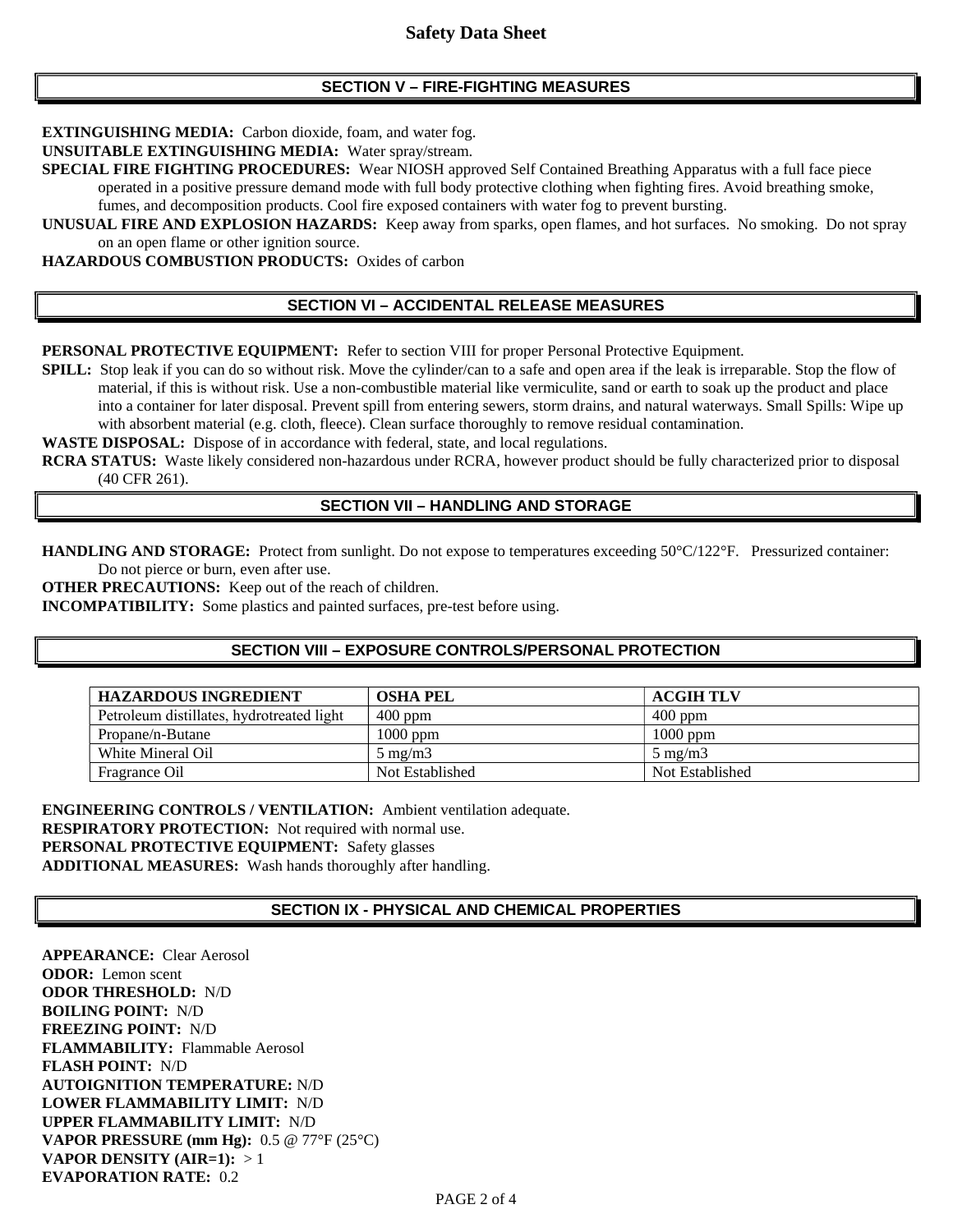# Safety Data Sheet

## SECTION V – FIRE-FIGHTING MEASURES

**EXTINGUISHING MEDIA:** Carbon dioxide, foam, and water fog.

**UNSUITABLE EXTINGUISHING MEDIA:** Water spray/stream.

**SPECIAL FIRE FIGHTING PROCEDURES:** Wear NIOSH approved Self Contained Breathing Apparatus with a full face piece operated in a positive pressure demand mode with full body protective clothing when fighting fires. Avoid breathing smoke, fumes, and decomposition products. Cool fire exposed containers with water fog to prevent bursting.

**UNUSUAL FIRE AND EXPLOSION HAZARDS:** Keep away from sparks, open flames, and hot surfaces. No smoking. Do not spray on an open flame or other ignition source.

**HAZARDOUS COMBUSTION PRODUCTS:** Oxides of carbon

## SECTION VI – ACCIDENTAL RELEASE MEASURES

**PERSONAL PROTECTIVE EQUIPMENT:** Refer to section VIII for proper Personal Protective Equipment.

**SPILL:** Stop leak if you can do so without risk. Move the cylinder/can to a safe and open area if the leak is irreparable. Stop the flow of material, if this is without risk. Use a non-combustible material like vermiculite, sand or earth to soak up the product and place into a container for later disposal. Prevent spill from entering sewers, storm drains, and natural waterways. Small Spills: Wipe up with absorbent material (e.g. cloth, fleece). Clean surface thoroughly to remove residual contamination.

**WASTE DISPOSAL:** Dispose of in accordance with federal, state, and local regulations.

**RCRA STATUS:** Waste likely considered non-hazardous under RCRA, however product should be fully characterized prior to disposal (40 CFR 261).

## SECTION VII – HANDLING AND STORAGE

**HANDLING AND STORAGE:** Protect from sunlight. Do not expose to temperatures exceeding 50°C/122°F. Pressurized container: Do not pierce or burn, even after use.

**OTHER PRECAUTIONS:** Keep out of the reach of children.

**INCOMPATIBILITY:** Some plastics and painted surfaces, pre-test before using.

## SECTION VIII – EXPOSURE CONTROLS/PERSONAL PROTECTION

| HAZARDOUS INGREDIENT | OSHA PEL | ACGIH TLV |
|---|---|---|
| Petroleum distillates, hydrotreated light | 400 ppm | 400 ppm |
| Propane/n-Butane | 1000 ppm | 1000 ppm |
| White Mineral Oil | 5 mg/m3 | 5 mg/m3 |
| Fragrance Oil | Not Established | Not Established |

**ENGINEERING CONTROLS / VENTILATION:** Ambient ventilation adequate.

**RESPIRATORY PROTECTION:** Not required with normal use.

**PERSONAL PROTECTIVE EQUIPMENT:** Safety glasses

**ADDITIONAL MEASURES:** Wash hands thoroughly after handling.

## SECTION IX - PHYSICAL AND CHEMICAL PROPERTIES

**APPEARANCE:** Clear Aerosol

**ODOR:** Lemon scent

**ODOR THRESHOLD:** N/D

**BOILING POINT:** N/D

**FREEZING POINT:** N/D

**FLAMMABILITY:** Flammable Aerosol

**FLASH POINT:** N/D

**AUTOIGNITION TEMPERATURE:** N/D

**LOWER FLAMMABILITY LIMIT:** N/D

**UPPER FLAMMABILITY LIMIT:** N/D

**VAPOR PRESSURE (mm Hg):** 0.5 @ 77°F (25°C)

**VAPOR DENSITY (AIR=1):** > 1

**EVAPORATION RATE:** 0.2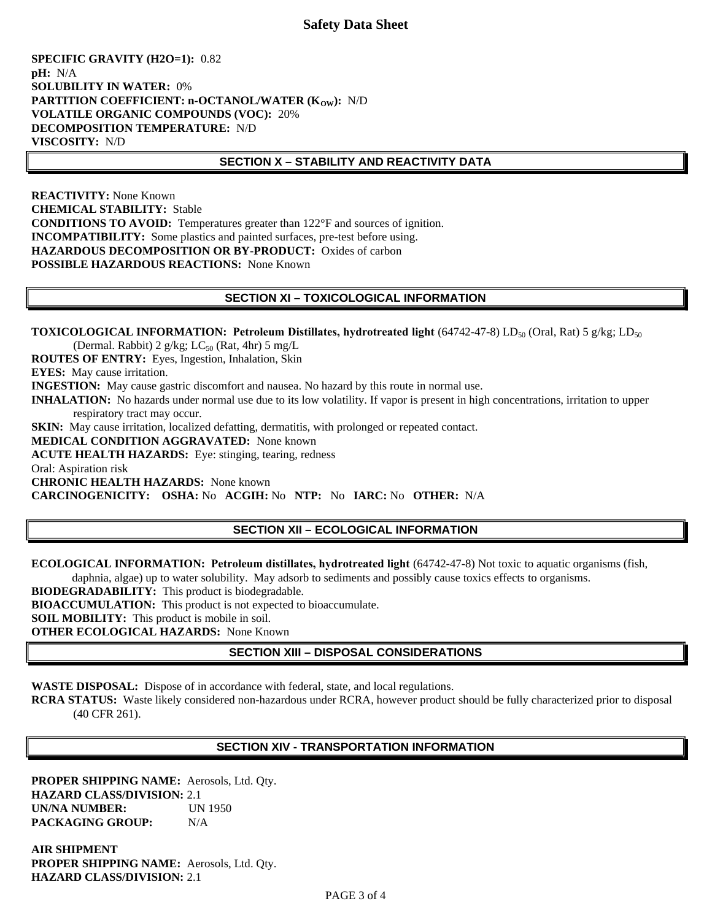**SPECIFIC GRAVITY (H2O=1):** 0.82
**pH:** N/A
**SOLUBILITY IN WATER:** 0%
**PARTITION COEFFICIENT: n-OCTANOL/WATER ($K_{OW}$):** N/D
**VOLATILE ORGANIC COMPOUNDS (VOC):** 20%
**DECOMPOSITION TEMPERATURE:** N/D
**VISCOSITY:** N/D

## SECTION X – STABILITY AND REACTIVITY DATA

**REACTIVITY:** None Known
**CHEMICAL STABILITY:** Stable
**CONDITIONS TO AVOID:** Temperatures greater than 122°F and sources of ignition.
**INCOMPATIBILITY:** Some plastics and painted surfaces, pre-test before using.
**HAZARDOUS DECOMPOSITION OR BY-PRODUCT:** Oxides of carbon
**POSSIBLE HAZARDOUS REACTIONS:** None Known

## SECTION XI – TOXICOLOGICAL INFORMATION

**TOXICOLOGICAL INFORMATION: Petroleum Distillates, hydrotreated light** (64742-47-8) $LD_{50}$ (Oral, Rat) 5 g/kg; $LD_{50}$ (Dermal. Rabbit) 2 g/kg; $LC_{50}$ (Rat, 4hr) 5 mg/L
**ROUTES OF ENTRY:** Eyes, Ingestion, Inhalation, Skin
**EYES:** May cause irritation.
**INGESTION:** May cause gastric discomfort and nausea. No hazard by this route in normal use.
**INHALATION:** No hazards under normal use due to its low volatility. If vapor is present in high concentrations, irritation to upper respiratory tract may occur.
**SKIN:** May cause irritation, localized defatting, dermatitis, with prolonged or repeated contact.
**MEDICAL CONDITION AGGRAVATED:** None known
**ACUTE HEALTH HAZARDS:** Eye: stinging, tearing, redness
Oral: Aspiration risk
**CHRONIC HEALTH HAZARDS:** None known
**CARCINOGENICITY: OSHA:** No **ACGIH:** No **NTP:** No **IARC:** No **OTHER:** N/A

## SECTION XII – ECOLOGICAL INFORMATION

**ECOLOGICAL INFORMATION: Petroleum distillates, hydrotreated light** (64742-47-8) Not toxic to aquatic organisms (fish, daphnia, algae) up to water solubility. May adsorb to sediments and possibly cause toxics effects to organisms.
**BIODEGRADABILITY:** This product is biodegradable.
**BIOACCUMULATION:** This product is not expected to bioaccumulate.
**SOIL MOBILITY:** This product is mobile in soil.
**OTHER ECOLOGICAL HAZARDS:** None Known

## SECTION XIII – DISPOSAL CONSIDERATIONS

**WASTE DISPOSAL:** Dispose of in accordance with federal, state, and local regulations.
**RCRA STATUS:** Waste likely considered non-hazardous under RCRA, however product should be fully characterized prior to disposal (40 CFR 261).

## SECTION XIV - TRANSPORTATION INFORMATION

**PROPER SHIPPING NAME:** Aerosols, Ltd. Qty.
**HAZARD CLASS/DIVISION:** 2.1
**UN/NA NUMBER:** UN 1950
**PACKAGING GROUP:** N/A

**AIR SHIPMENT**
**PROPER SHIPPING NAME:** Aerosols, Ltd. Qty.
**HAZARD CLASS/DIVISION:** 2.1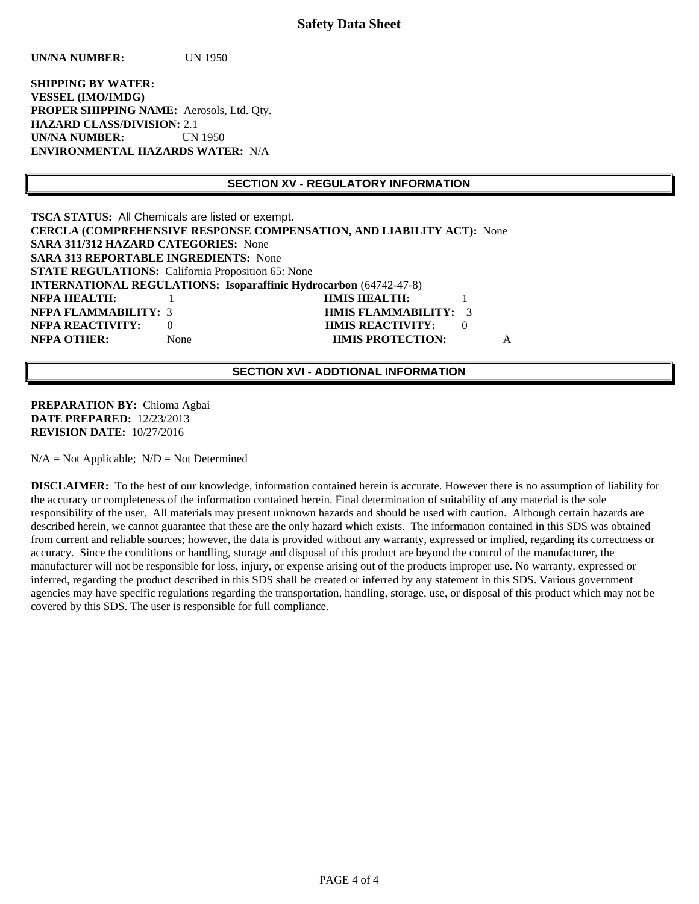**UN/NA NUMBER:** UN 1950

**SHIPPING BY WATER:**
**VESSEL (IMO/IMDG)**
**PROPER SHIPPING NAME:** Aerosols, Ltd. Qty.
**HAZARD CLASS/DIVISION:** 2.1
**UN/NA NUMBER:** UN 1950
**ENVIRONMENTAL HAZARDS WATER:** N/A

## SECTION XV - REGULATORY INFORMATION

**TSCA STATUS:** All Chemicals are listed or exempt.
**CERCLA (COMPREHENSIVE RESPONSE COMPENSATION, AND LIABILITY ACT):** None
**SARA 311/312 HAZARD CATEGORIES:** None
**SARA 313 REPORTABLE INGREDIENTS:** None
**STATE REGULATIONS:** California Proposition 65: None
**INTERNATIONAL REGULATIONS: Isoparaffinic Hydrocarbon** (64742-47-8)

| | | | |
|---|---|---|---|
| **NFPA HEALTH:** | 1 | **HMIS HEALTH:** | 1 |
| **NFPA FLAMMABILITY:** | 3 | **HMIS FLAMMABILITY:** | 3 |
| **NFPA REACTIVITY:** | 0 | **HMIS REACTIVITY:** | 0 |
| **NFPA OTHER:** | None | **HMIS PROTECTION:** | A |

## SECTION XVI - ADDTIONAL INFORMATION

**PREPARATION BY:** Chioma Agbai
**DATE PREPARED:** 12/23/2013
**REVISION DATE:** 10/27/2016

N/A = Not Applicable; N/D = Not Determined

**DISCLAIMER:** To the best of our knowledge, information contained herein is accurate. However there is no assumption of liability for the accuracy or completeness of the information contained herein. Final determination of suitability of any material is the sole responsibility of the user. All materials may present unknown hazards and should be used with caution. Although certain hazards are described herein, we cannot guarantee that these are the only hazard which exists. The information contained in this SDS was obtained from current and reliable sources; however, the data is provided without any warranty, expressed or implied, regarding its correctness or accuracy. Since the conditions or handling, storage and disposal of this product are beyond the control of the manufacturer, the manufacturer will not be responsible for loss, injury, or expense arising out of the products improper use. No warranty, expressed or inferred, regarding the product described in this SDS shall be created or inferred by any statement in this SDS. Various government agencies may have specific regulations regarding the transportation, handling, storage, use, or disposal of this product which may not be covered by this SDS. The user is responsible for full compliance.